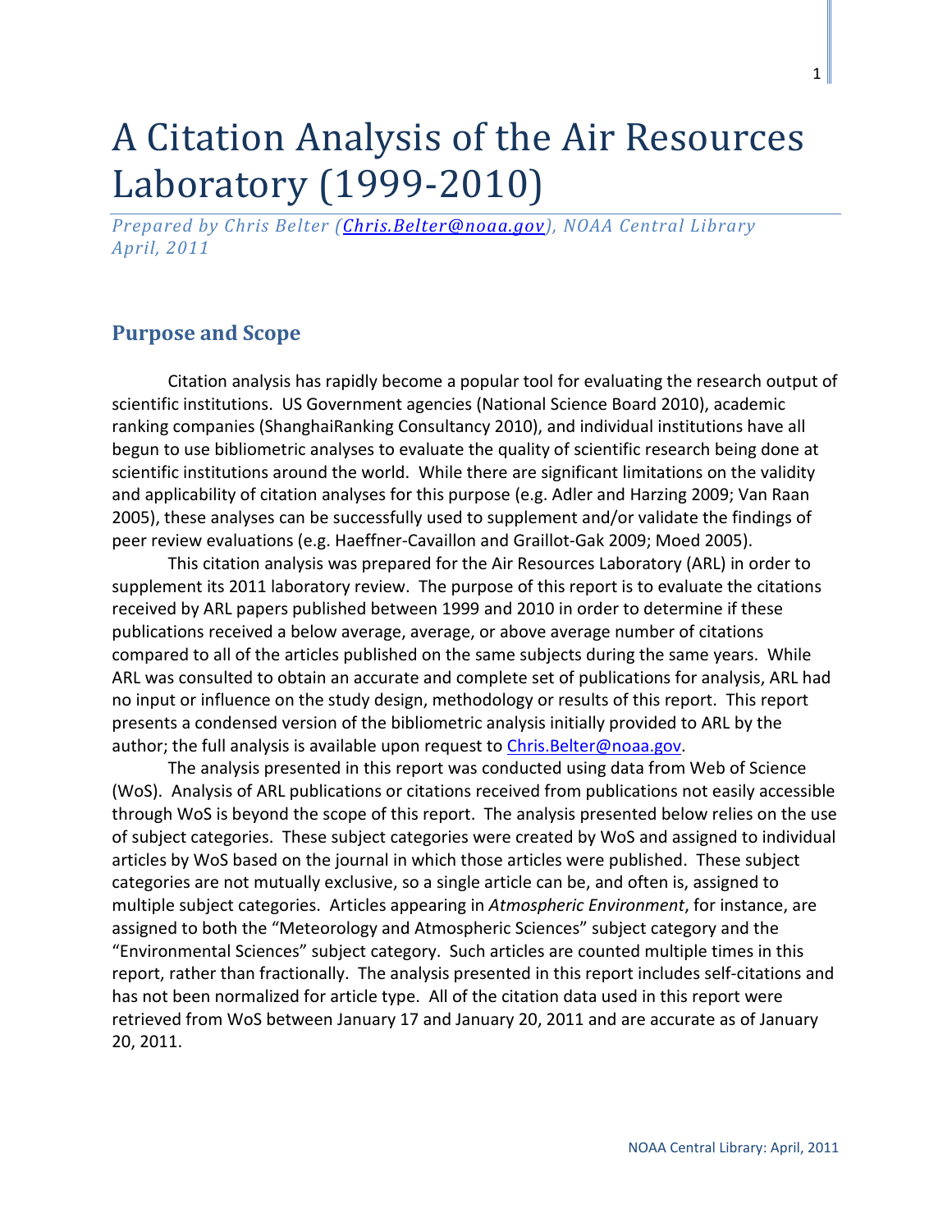# A Citation Analysis of the Air Resources Laboratory (1999-2010)

*Prepared by Chris Belter ([Chris.Belter@noaa.gov](mailto:Chris.Belter@noaa.gov)), NOAA Central Library*
*April, 2011*

## Purpose and Scope

Citation analysis has rapidly become a popular tool for evaluating the research output of scientific institutions. US Government agencies (National Science Board 2010), academic ranking companies (ShanghaiRanking Consultancy 2010), and individual institutions have all begun to use bibliometric analyses to evaluate the quality of scientific research being done at scientific institutions around the world. While there are significant limitations on the validity and applicability of citation analyses for this purpose (e.g. Adler and Harzing 2009; Van Raan 2005), these analyses can be successfully used to supplement and/or validate the findings of peer review evaluations (e.g. Haeffner-Cavaillon and Graillot-Gak 2009; Moed 2005).

This citation analysis was prepared for the Air Resources Laboratory (ARL) in order to supplement its 2011 laboratory review. The purpose of this report is to evaluate the citations received by ARL papers published between 1999 and 2010 in order to determine if these publications received a below average, average, or above average number of citations compared to all of the articles published on the same subjects during the same years. While ARL was consulted to obtain an accurate and complete set of publications for analysis, ARL had no input or influence on the study design, methodology or results of this report. This report presents a condensed version of the bibliometric analysis initially provided to ARL by the author; the full analysis is available upon request to [Chris.Belter@noaa.gov](mailto:Chris.Belter@noaa.gov).

The analysis presented in this report was conducted using data from Web of Science (WoS). Analysis of ARL publications or citations received from publications not easily accessible through WoS is beyond the scope of this report. The analysis presented below relies on the use of subject categories. These subject categories were created by WoS and assigned to individual articles by WoS based on the journal in which those articles were published. These subject categories are not mutually exclusive, so a single article can be, and often is, assigned to multiple subject categories. Articles appearing in *Atmospheric Environment*, for instance, are assigned to both the "Meteorology and Atmospheric Sciences" subject category and the "Environmental Sciences" subject category. Such articles are counted multiple times in this report, rather than fractionally. The analysis presented in this report includes self-citations and has not been normalized for article type. All of the citation data used in this report were retrieved from WoS between January 17 and January 20, 2011 and are accurate as of January 20, 2011.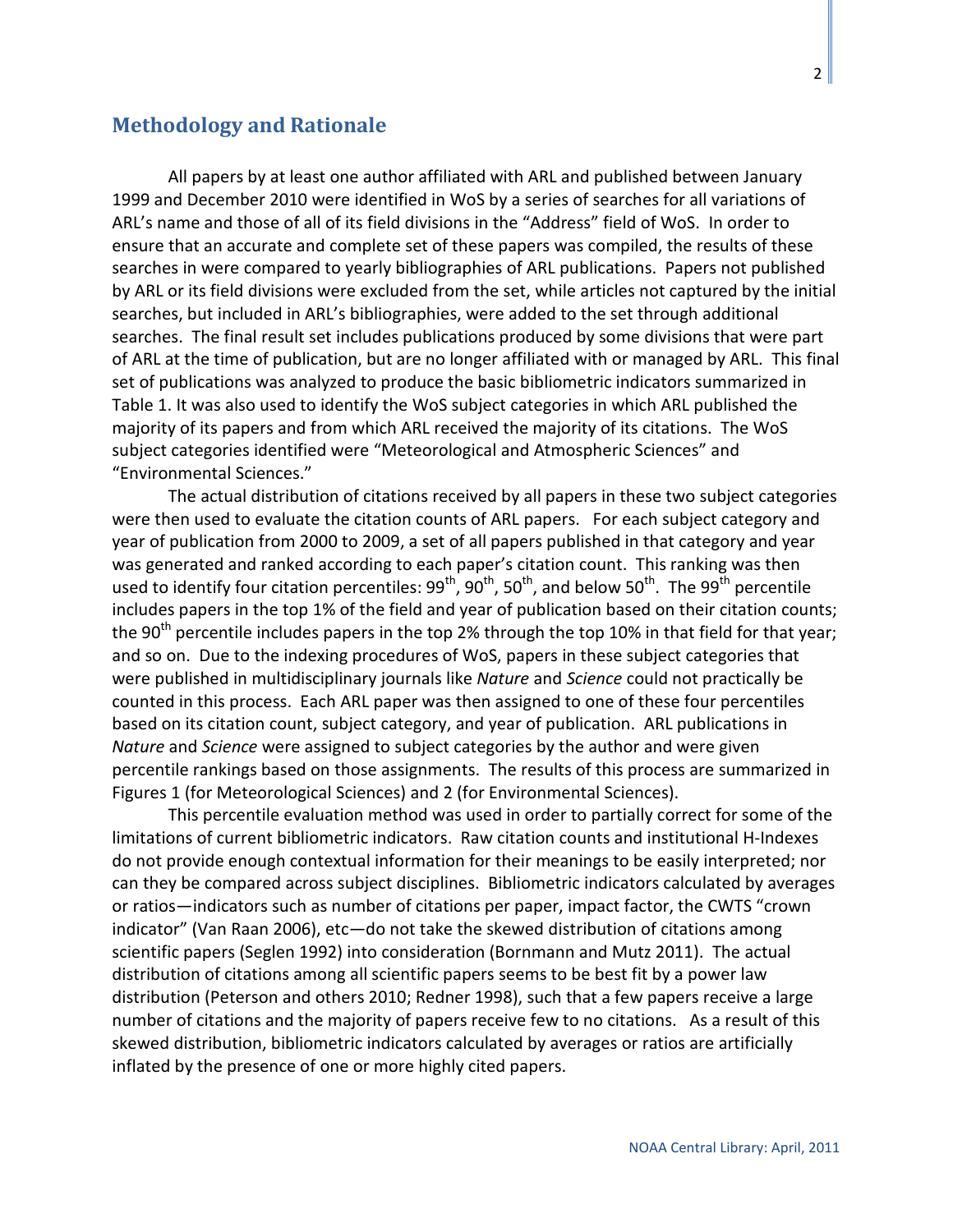## Methodology and Rationale

All papers by at least one author affiliated with ARL and published between January 1999 and December 2010 were identified in WoS by a series of searches for all variations of ARL's name and those of all of its field divisions in the "Address" field of WoS. In order to ensure that an accurate and complete set of these papers was compiled, the results of these searches in were compared to yearly bibliographies of ARL publications. Papers not published by ARL or its field divisions were excluded from the set, while articles not captured by the initial searches, but included in ARL's bibliographies, were added to the set through additional searches. The final result set includes publications produced by some divisions that were part of ARL at the time of publication, but are no longer affiliated with or managed by ARL. This final set of publications was analyzed to produce the basic bibliometric indicators summarized in Table 1. It was also used to identify the WoS subject categories in which ARL published the majority of its papers and from which ARL received the majority of its citations. The WoS subject categories identified were "Meteorological and Atmospheric Sciences" and "Environmental Sciences."

The actual distribution of citations received by all papers in these two subject categories were then used to evaluate the citation counts of ARL papers. For each subject category and year of publication from 2000 to 2009, a set of all papers published in that category and year was generated and ranked according to each paper's citation count. This ranking was then used to identify four citation percentiles: 99th, 90th, 50th, and below 50th. The 99th percentile includes papers in the top 1% of the field and year of publication based on their citation counts; the 90th percentile includes papers in the top 2% through the top 10% in that field for that year; and so on. Due to the indexing procedures of WoS, papers in these subject categories that were published in multidisciplinary journals like *Nature* and *Science* could not practically be counted in this process. Each ARL paper was then assigned to one of these four percentiles based on its citation count, subject category, and year of publication. ARL publications in *Nature* and *Science* were assigned to subject categories by the author and were given percentile rankings based on those assignments. The results of this process are summarized in Figures 1 (for Meteorological Sciences) and 2 (for Environmental Sciences).

This percentile evaluation method was used in order to partially correct for some of the limitations of current bibliometric indicators. Raw citation counts and institutional H-Indexes do not provide enough contextual information for their meanings to be easily interpreted; nor can they be compared across subject disciplines. Bibliometric indicators calculated by averages or ratios—indicators such as number of citations per paper, impact factor, the CWTS "crown indicator" (Van Raan 2006), etc—do not take the skewed distribution of citations among scientific papers (Seglen 1992) into consideration (Bornmann and Mutz 2011). The actual distribution of citations among all scientific papers seems to be best fit by a power law distribution (Peterson and others 2010; Redner 1998), such that a few papers receive a large number of citations and the majority of papers receive few to no citations. As a result of this skewed distribution, bibliometric indicators calculated by averages or ratios are artificially inflated by the presence of one or more highly cited papers.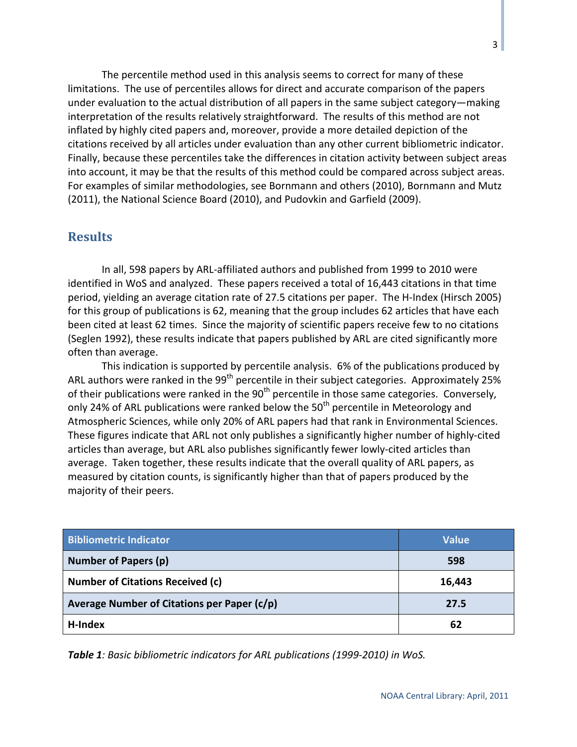The percentile method used in this analysis seems to correct for many of these limitations. The use of percentiles allows for direct and accurate comparison of the papers under evaluation to the actual distribution of all papers in the same subject category—making interpretation of the results relatively straightforward. The results of this method are not inflated by highly cited papers and, moreover, provide a more detailed depiction of the citations received by all articles under evaluation than any other current bibliometric indicator. Finally, because these percentiles take the differences in citation activity between subject areas into account, it may be that the results of this method could be compared across subject areas. For examples of similar methodologies, see Bornmann and others (2010), Bornmann and Mutz (2011), the National Science Board (2010), and Pudovkin and Garfield (2009).

## Results

In all, 598 papers by ARL-affiliated authors and published from 1999 to 2010 were identified in WoS and analyzed. These papers received a total of 16,443 citations in that time period, yielding an average citation rate of 27.5 citations per paper. The H-Index (Hirsch 2005) for this group of publications is 62, meaning that the group includes 62 articles that have each been cited at least 62 times. Since the majority of scientific papers receive few to no citations (Seglen 1992), these results indicate that papers published by ARL are cited significantly more often than average.

This indication is supported by percentile analysis. 6% of the publications produced by ARL authors were ranked in the 99th percentile in their subject categories. Approximately 25% of their publications were ranked in the 90th percentile in those same categories. Conversely, only 24% of ARL publications were ranked below the 50th percentile in Meteorology and Atmospheric Sciences, while only 20% of ARL papers had that rank in Environmental Sciences. These figures indicate that ARL not only publishes a significantly higher number of highly-cited articles than average, but ARL also publishes significantly fewer lowly-cited articles than average. Taken together, these results indicate that the overall quality of ARL papers, as measured by citation counts, is significantly higher than that of papers produced by the majority of their peers.

| Bibliometric Indicator | Value |
|---|---|
| **Number of Papers (p)** | **598** |
| **Number of Citations Received (c)** | **16,443** |
| **Average Number of Citations per Paper (c/p)** | **27.5** |
| **H-Index** | **62** |

***Table 1**: Basic bibliometric indicators for ARL publications (1999-2010) in WoS.*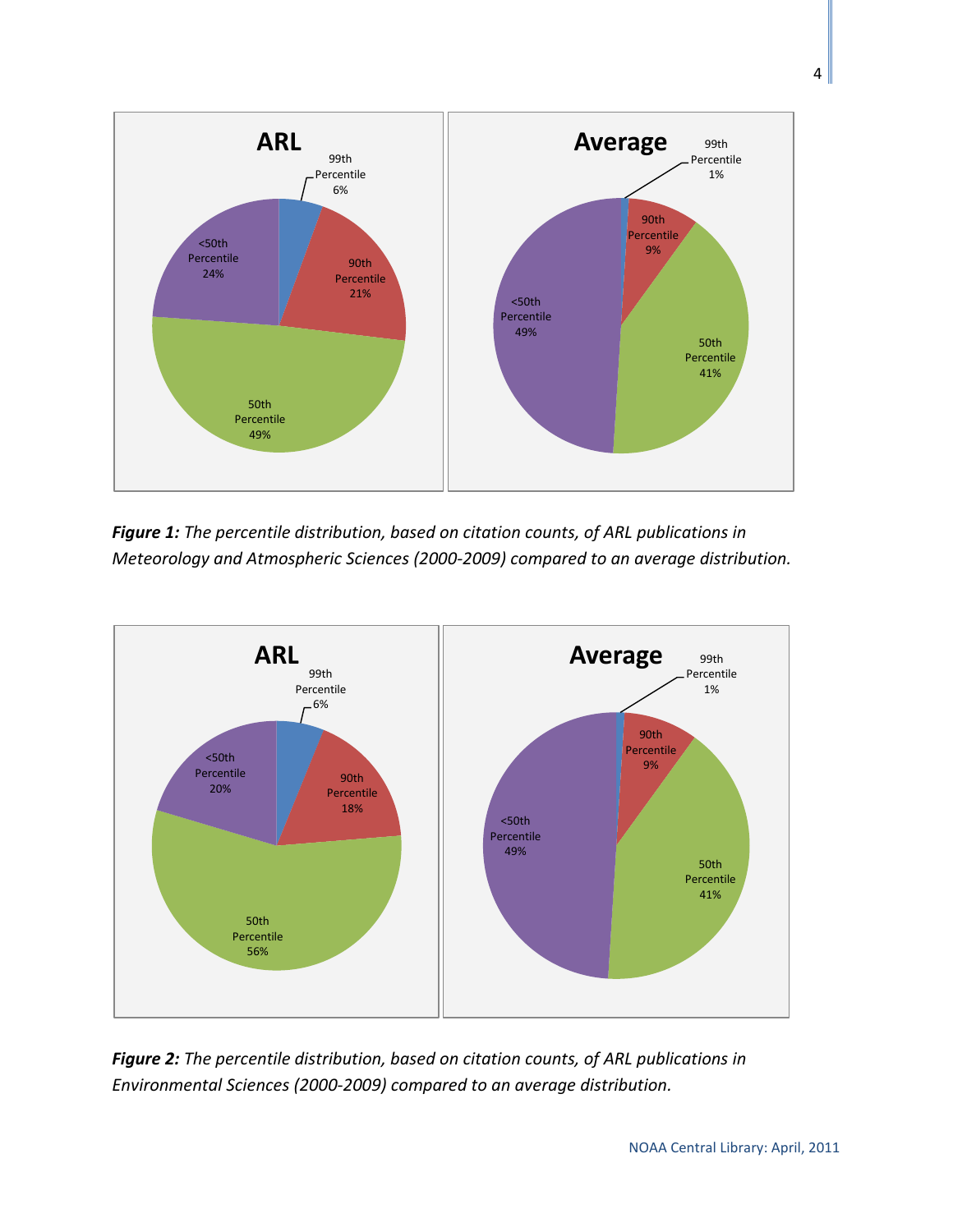**ARL**

99th Percentile 6%

90th Percentile 21%

50th Percentile 49%

<50th Percentile 24%

**Average**

99th Percentile 1%

90th Percentile 9%

50th Percentile 41%

<50th Percentile 49%

***Figure 1:*** *The percentile distribution, based on citation counts, of ARL publications in Meteorology and Atmospheric Sciences (2000-2009) compared to an average distribution.*

**ARL**

99th Percentile 6%

90th Percentile 18%

50th Percentile 56%

<50th Percentile 20%

**Average**

99th Percentile 1%

90th Percentile 9%

50th Percentile 41%

<50th Percentile 49%

***Figure 2:*** *The percentile distribution, based on citation counts, of ARL publications in Environmental Sciences (2000-2009) compared to an average distribution.*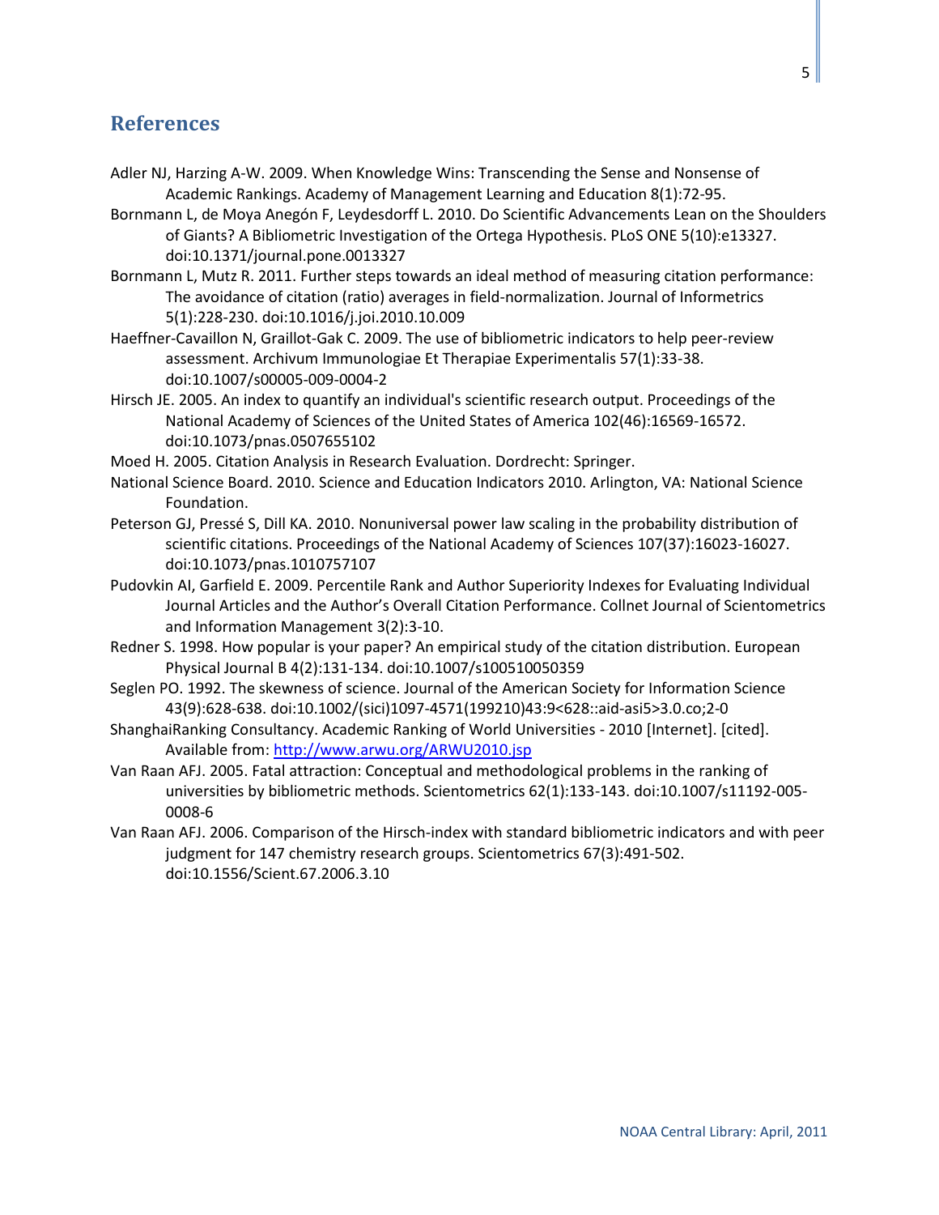## References

Adler NJ, Harzing A-W. 2009. When Knowledge Wins: Transcending the Sense and Nonsense of Academic Rankings. Academy of Management Learning and Education 8(1):72-95.

Bornmann L, de Moya Anegón F, Leydesdorff L. 2010. Do Scientific Advancements Lean on the Shoulders of Giants? A Bibliometric Investigation of the Ortega Hypothesis. PLoS ONE 5(10):e13327. doi:10.1371/journal.pone.0013327

Bornmann L, Mutz R. 2011. Further steps towards an ideal method of measuring citation performance: The avoidance of citation (ratio) averages in field-normalization. Journal of Informetrics 5(1):228-230. doi:10.1016/j.joi.2010.10.009

Haeffner-Cavaillon N, Graillot-Gak C. 2009. The use of bibliometric indicators to help peer-review assessment. Archivum Immunologiae Et Therapiae Experimentalis 57(1):33-38. doi:10.1007/s00005-009-0004-2

Hirsch JE. 2005. An index to quantify an individual's scientific research output. Proceedings of the National Academy of Sciences of the United States of America 102(46):16569-16572. doi:10.1073/pnas.0507655102

Moed H. 2005. Citation Analysis in Research Evaluation. Dordrecht: Springer.

National Science Board. 2010. Science and Education Indicators 2010. Arlington, VA: National Science Foundation.

Peterson GJ, Pressé S, Dill KA. 2010. Nonuniversal power law scaling in the probability distribution of scientific citations. Proceedings of the National Academy of Sciences 107(37):16023-16027. doi:10.1073/pnas.1010757107

Pudovkin AI, Garfield E. 2009. Percentile Rank and Author Superiority Indexes for Evaluating Individual Journal Articles and the Author's Overall Citation Performance. Collnet Journal of Scientometrics and Information Management 3(2):3-10.

Redner S. 1998. How popular is your paper? An empirical study of the citation distribution. European Physical Journal B 4(2):131-134. doi:10.1007/s100510050359

Seglen PO. 1992. The skewness of science. Journal of the American Society for Information Science 43(9):628-638. doi:10.1002/(sici)1097-4571(199210)43:9<628::aid-asi5>3.0.co;2-0

ShanghaiRanking Consultancy. Academic Ranking of World Universities - 2010 [Internet]. [cited]. Available from: http://www.arwu.org/ARWU2010.jsp

Van Raan AFJ. 2005. Fatal attraction: Conceptual and methodological problems in the ranking of universities by bibliometric methods. Scientometrics 62(1):133-143. doi:10.1007/s11192-005-0008-6

Van Raan AFJ. 2006. Comparison of the Hirsch-index with standard bibliometric indicators and with peer judgment for 147 chemistry research groups. Scientometrics 67(3):491-502. doi:10.1556/Scient.67.2006.3.10